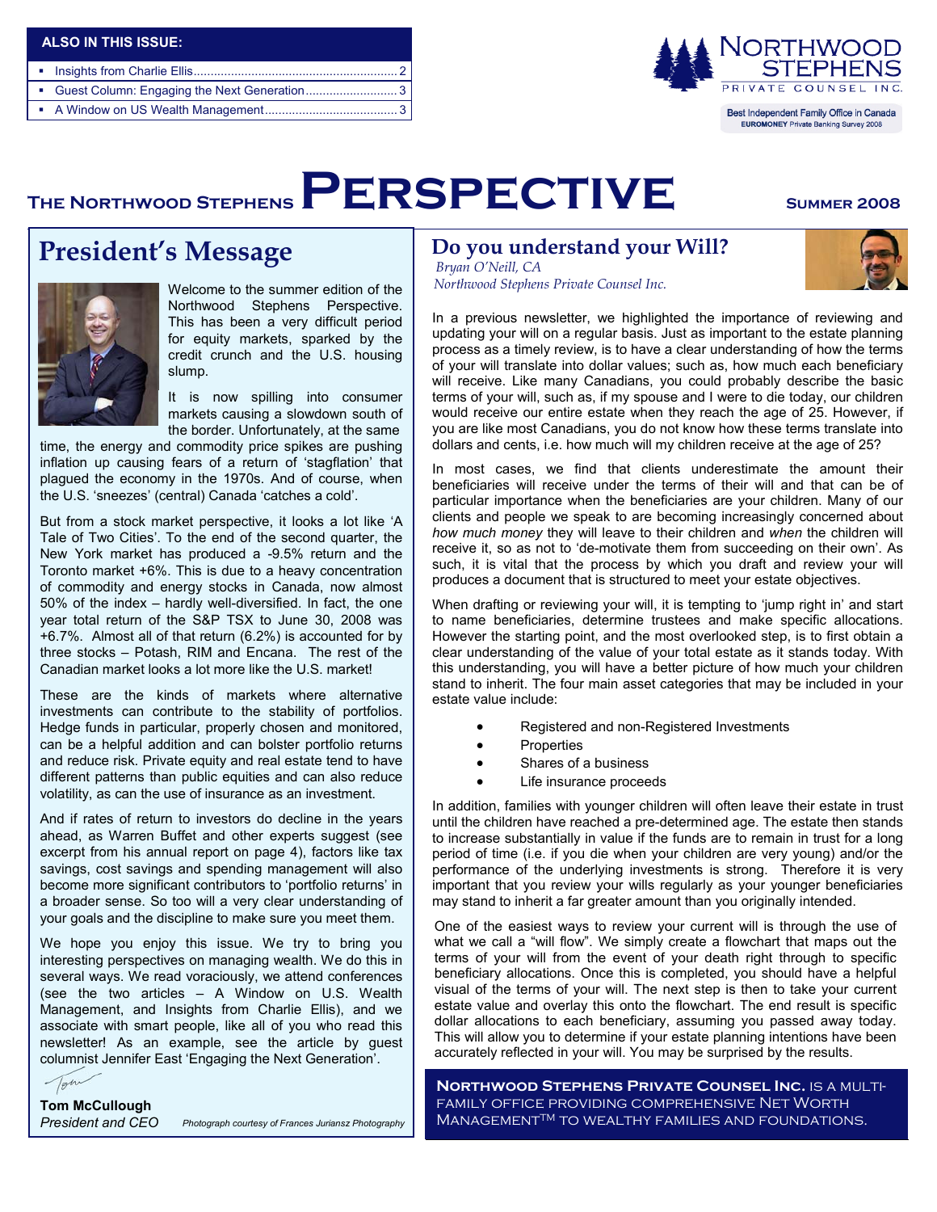**ALSO IN THIS ISSUE:**

- Insights from Charlie Ellis............................................................ 2
- Guest Column: Engaging the Next Generation........................... 3
- A Window on US Wealth Management....................................... 3

NORTHWOOD STEPHENS PRIVATE COUNSEL INC.

Best Independent Family Office in Canada
EUROMONEY Private Banking Survey 2008

# THE NORTHWOOD STEPHENS PERSPECTIVE

**SUMMER 2008**

## President's Message

Welcome to the summer edition of the Northwood Stephens Perspective. This has been a very difficult period for equity markets, sparked by the credit crunch and the U.S. housing slump.

It is now spilling into consumer markets causing a slowdown south of the border. Unfortunately, at the same time, the energy and commodity price spikes are pushing inflation up causing fears of a return of 'stagflation' that plagued the economy in the 1970s. And of course, when the U.S. 'sneezes' (central) Canada 'catches a cold'.

But from a stock market perspective, it looks a lot like 'A Tale of Two Cities'. To the end of the second quarter, the New York market has produced a -9.5% return and the Toronto market +6%. This is due to a heavy concentration of commodity and energy stocks in Canada, now almost 50% of the index – hardly well-diversified. In fact, the one year total return of the S&P TSX to June 30, 2008 was +6.7%. Almost all of that return (6.2%) is accounted for by three stocks – Potash, RIM and Encana. The rest of the Canadian market looks a lot more like the U.S. market!

These are the kinds of markets where alternative investments can contribute to the stability of portfolios. Hedge funds in particular, properly chosen and monitored, can be a helpful addition and can bolster portfolio returns and reduce risk. Private equity and real estate tend to have different patterns than public equities and can also reduce volatility, as can the use of insurance as an investment.

And if rates of return to investors do decline in the years ahead, as Warren Buffet and other experts suggest (see excerpt from his annual report on page 4), factors like tax savings, cost savings and spending management will also become more significant contributors to 'portfolio returns' in a broader sense. So too will a very clear understanding of your goals and the discipline to make sure you meet them.

We hope you enjoy this issue. We try to bring you interesting perspectives on managing wealth. We do this in several ways. We read voraciously, we attend conferences (see the two articles – A Window on U.S. Wealth Management, and Insights from Charlie Ellis), and we associate with smart people, like all of you who read this newsletter! As an example, see the article by guest columnist Jennifer East 'Engaging the Next Generation'.

**Tom McCullough**
*President and CEO*

*Photograph courtesy of Frances Juriansz Photography*

## Do you understand your Will?

*Bryan O'Neill, CA*
*Northwood Stephens Private Counsel Inc.*

In a previous newsletter, we highlighted the importance of reviewing and updating your will on a regular basis. Just as important to the estate planning process as a timely review, is to have a clear understanding of how the terms of your will translate into dollar values; such as, how much each beneficiary will receive. Like many Canadians, you could probably describe the basic terms of your will, such as, if my spouse and I were to die today, our children would receive our entire estate when they reach the age of 25. However, if you are like most Canadians, you do not know how these terms translate into dollars and cents, i.e. how much will my children receive at the age of 25?

In most cases, we find that clients underestimate the amount their beneficiaries will receive under the terms of their will and that can be of particular importance when the beneficiaries are your children. Many of our clients and people we speak to are becoming increasingly concerned about *how much money* they will leave to their children and *when* the children will receive it, so as not to 'de-motivate them from succeeding on their own'. As such, it is vital that the process by which you draft and review your will produces a document that is structured to meet your estate objectives.

When drafting or reviewing your will, it is tempting to 'jump right in' and start to name beneficiaries, determine trustees and make specific allocations. However the starting point, and the most overlooked step, is to first obtain a clear understanding of the value of your total estate as it stands today. With this understanding, you will have a better picture of how much your children stand to inherit. The four main asset categories that may be included in your estate value include:

- Registered and non-Registered Investments
- Properties
- Shares of a business
- Life insurance proceeds

In addition, families with younger children will often leave their estate in trust until the children have reached a pre-determined age. The estate then stands to increase substantially in value if the funds are to remain in trust for a long period of time (i.e. if you die when your children are very young) and/or the performance of the underlying investments is strong. Therefore it is very important that you review your wills regularly as your younger beneficiaries may stand to inherit a far greater amount than you originally intended.

One of the easiest ways to review your current will is through the use of what we call a "will flow". We simply create a flowchart that maps out the terms of your will from the event of your death right through to specific beneficiary allocations. Once this is completed, you should have a helpful visual of the terms of your will. The next step is then to take your current estate value and overlay this onto the flowchart. The end result is specific dollar allocations to each beneficiary, assuming you passed away today. This will allow you to determine if your estate planning intentions have been accurately reflected in your will. You may be surprised by the results.

**NORTHWOOD STEPHENS PRIVATE COUNSEL INC.** IS A MULTI-FAMILY OFFICE PROVIDING COMPREHENSIVE NET WORTH MANAGEMENT™ TO WEALTHY FAMILIES AND FOUNDATIONS.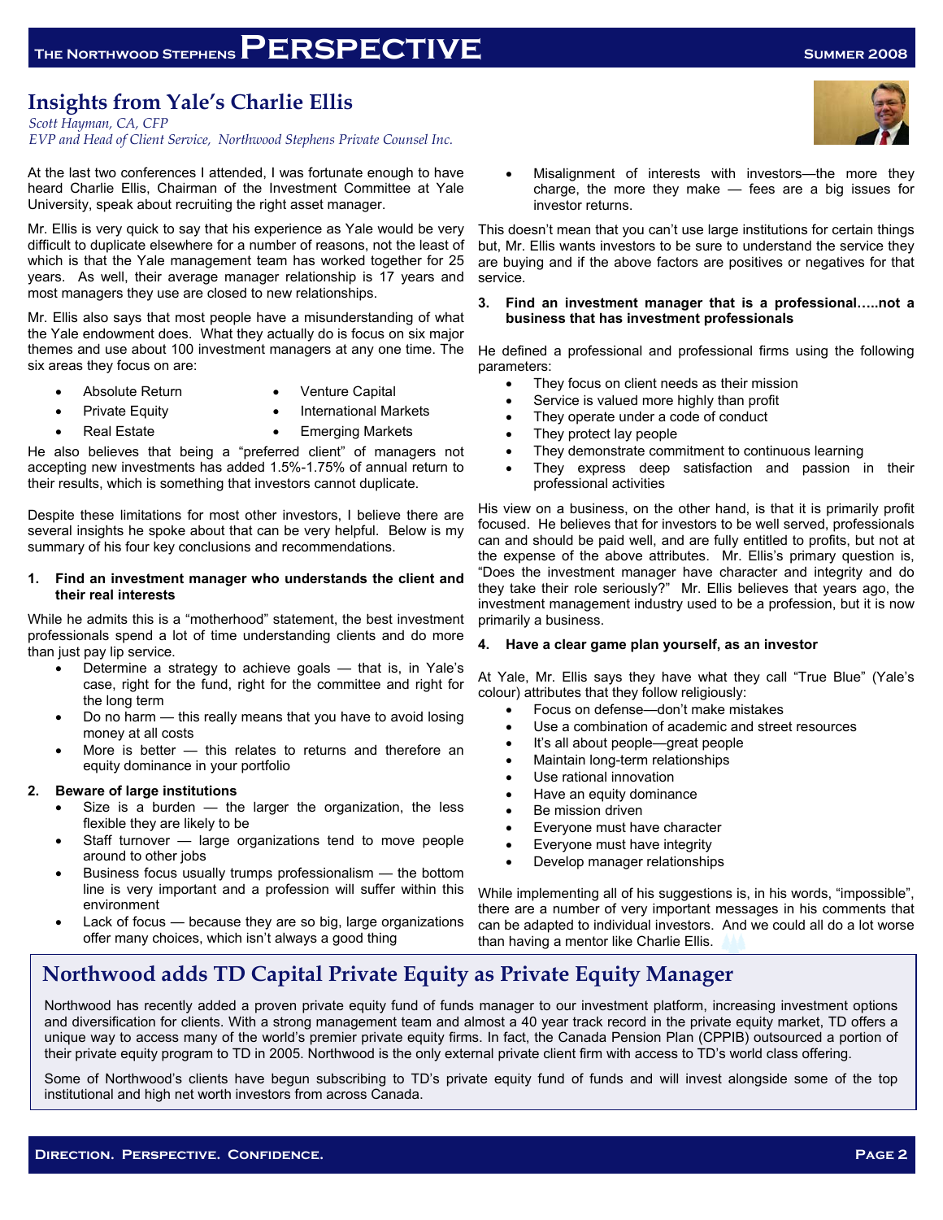## Insights from Yale's Charlie Ellis

*Scott Hayman, CA, CFP*
*EVP and Head of Client Service, Northwood Stephens Private Counsel Inc.*

At the last two conferences I attended, I was fortunate enough to have heard Charlie Ellis, Chairman of the Investment Committee at Yale University, speak about recruiting the right asset manager.

Mr. Ellis is very quick to say that his experience as Yale would be very difficult to duplicate elsewhere for a number of reasons, not the least of which is that the Yale management team has worked together for 25 years. As well, their average manager relationship is 17 years and most managers they use are closed to new relationships.

Mr. Ellis also says that most people have a misunderstanding of what the Yale endowment does. What they actually do is focus on six major themes and use about 100 investment managers at any one time. The six areas they focus on are:

- Absolute Return
- Private Equity
- Real Estate
- Venture Capital
- International Markets
- Emerging Markets

He also believes that being a "preferred client" of managers not accepting new investments has added 1.5%-1.75% of annual return to their results, which is something that investors cannot duplicate.

Despite these limitations for most other investors, I believe there are several insights he spoke about that can be very helpful. Below is my summary of his four key conclusions and recommendations.

**1. Find an investment manager who understands the client and their real interests**

While he admits this is a "motherhood" statement, the best investment professionals spend a lot of time understanding clients and do more than just pay lip service.

- Determine a strategy to achieve goals — that is, in Yale's case, right for the fund, right for the committee and right for the long term
- Do no harm — this really means that you have to avoid losing money at all costs
- More is better — this relates to returns and therefore an equity dominance in your portfolio

**2. Beware of large institutions**

- Size is a burden — the larger the organization, the less flexible they are likely to be
- Staff turnover — large organizations tend to move people around to other jobs
- Business focus usually trumps professionalism — the bottom line is very important and a profession will suffer within this environment
- Lack of focus — because they are so big, large organizations offer many choices, which isn't always a good thing
- Misalignment of interests with investors—the more they charge, the more they make — fees are a big issues for investor returns.

This doesn't mean that you can't use large institutions for certain things but, Mr. Ellis wants investors to be sure to understand the service they are buying and if the above factors are positives or negatives for that service.

**3. Find an investment manager that is a professional…..not a business that has investment professionals**

He defined a professional and professional firms using the following parameters:

- They focus on client needs as their mission
- Service is valued more highly than profit
- They operate under a code of conduct
- They protect lay people
- They demonstrate commitment to continuous learning
- They express deep satisfaction and passion in their professional activities

His view on a business, on the other hand, is that it is primarily profit focused. He believes that for investors to be well served, professionals can and should be paid well, and are fully entitled to profits, but not at the expense of the above attributes. Mr. Ellis's primary question is, "Does the investment manager have character and integrity and do they take their role seriously?" Mr. Ellis believes that years ago, the investment management industry used to be a profession, but it is now primarily a business.

**4. Have a clear game plan yourself, as an investor**

At Yale, Mr. Ellis says they have what they call "True Blue" (Yale's colour) attributes that they follow religiously:

- Focus on defense—don't make mistakes
- Use a combination of academic and street resources
- It's all about people—great people
- Maintain long-term relationships
- Use rational innovation
- Have an equity dominance
- Be mission driven
- Everyone must have character
- Everyone must have integrity
- Develop manager relationships

While implementing all of his suggestions is, in his words, "impossible", there are a number of very important messages in his comments that can be adapted to individual investors. And we could all do a lot worse than having a mentor like Charlie Ellis.

## Northwood adds TD Capital Private Equity as Private Equity Manager

Northwood has recently added a proven private equity fund of funds manager to our investment platform, increasing investment options and diversification for clients. With a strong management team and almost a 40 year track record in the private equity market, TD offers a unique way to access many of the world's premier private equity firms. In fact, the Canada Pension Plan (CPPIB) outsourced a portion of their private equity program to TD in 2005. Northwood is the only external private client firm with access to TD's world class offering.

Some of Northwood's clients have begun subscribing to TD's private equity fund of funds and will invest alongside some of the top institutional and high net worth investors from across Canada.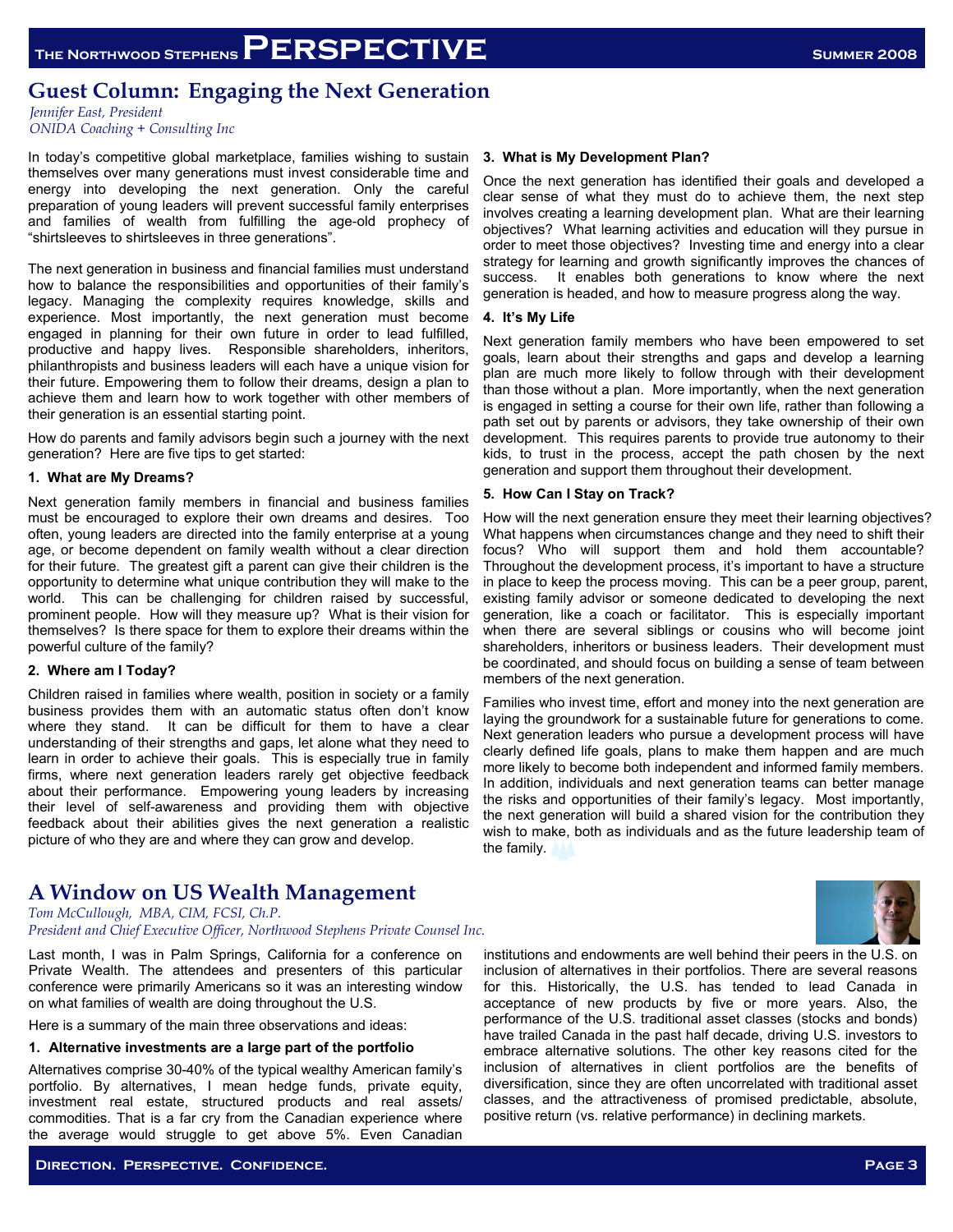## Guest Column: Engaging the Next Generation

*Jennifer East, President*
*ONIDA Coaching + Consulting Inc*

In today's competitive global marketplace, families wishing to sustain themselves over many generations must invest considerable time and energy into developing the next generation. Only the careful preparation of young leaders will prevent successful family enterprises and families of wealth from fulfilling the age-old prophecy of "shirtsleeves to shirtsleeves in three generations".

The next generation in business and financial families must understand how to balance the responsibilities and opportunities of their family's legacy. Managing the complexity requires knowledge, skills and experience. Most importantly, the next generation must become engaged in planning for their own future in order to lead fulfilled, productive and happy lives. Responsible shareholders, inheritors, philanthropists and business leaders will each have a unique vision for their future. Empowering them to follow their dreams, design a plan to achieve them and learn how to work together with other members of their generation is an essential starting point.

How do parents and family advisors begin such a journey with the next generation? Here are five tips to get started:

**1. What are My Dreams?**

Next generation family members in financial and business families must be encouraged to explore their own dreams and desires. Too often, young leaders are directed into the family enterprise at a young age, or become dependent on family wealth without a clear direction for their future. The greatest gift a parent can give their children is the opportunity to determine what unique contribution they will make to the world. This can be challenging for children raised by successful, prominent people. How will they measure up? What is their vision for themselves? Is there space for them to explore their dreams within the powerful culture of the family?

**2. Where am I Today?**

Children raised in families where wealth, position in society or a family business provides them with an automatic status often don't know where they stand. It can be difficult for them to have a clear understanding of their strengths and gaps, let alone what they need to learn in order to achieve their goals. This is especially true in family firms, where next generation leaders rarely get objective feedback about their performance. Empowering young leaders by increasing their level of self-awareness and providing them with objective feedback about their abilities gives the next generation a realistic picture of who they are and where they can grow and develop.

**3. What is My Development Plan?**

Once the next generation has identified their goals and developed a clear sense of what they must do to achieve them, the next step involves creating a learning development plan. What are their learning objectives? What learning activities and education will they pursue in order to meet those objectives? Investing time and energy into a clear strategy for learning and growth significantly improves the chances of success. It enables both generations to know where the next generation is headed, and how to measure progress along the way.

**4. It's My Life**

Next generation family members who have been empowered to set goals, learn about their strengths and gaps and develop a learning plan are much more likely to follow through with their development than those without a plan. More importantly, when the next generation is engaged in setting a course for their own life, rather than following a path set out by parents or advisors, they take ownership of their own development. This requires parents to provide true autonomy to their kids, to trust in the process, accept the path chosen by the next generation and support them throughout their development.

**5. How Can I Stay on Track?**

How will the next generation ensure they meet their learning objectives? What happens when circumstances change and they need to shift their focus? Who will support them and hold them accountable? Throughout the development process, it's important to have a structure in place to keep the process moving. This can be a peer group, parent, existing family advisor or someone dedicated to developing the next generation, like a coach or facilitator. This is especially important when there are several siblings or cousins who will become joint shareholders, inheritors or business leaders. Their development must be coordinated, and should focus on building a sense of team between members of the next generation.

Families who invest time, effort and money into the next generation are laying the groundwork for a sustainable future for generations to come. Next generation leaders who pursue a development process will have clearly defined life goals, plans to make them happen and are much more likely to become both independent and informed family members. In addition, individuals and next generation teams can better manage the risks and opportunities of their family's legacy. Most importantly, the next generation will build a shared vision for the contribution they wish to make, both as individuals and as the future leadership team of the family.

## A Window on US Wealth Management

*Tom McCullough, MBA, CIM, FCSI, Ch.P.*
*President and Chief Executive Officer, Northwood Stephens Private Counsel Inc.*

Last month, I was in Palm Springs, California for a conference on Private Wealth. The attendees and presenters of this particular conference were primarily Americans so it was an interesting window on what families of wealth are doing throughout the U.S.

Here is a summary of the main three observations and ideas:

**1. Alternative investments are a large part of the portfolio**

Alternatives comprise 30-40% of the typical wealthy American family's portfolio. By alternatives, I mean hedge funds, private equity, investment real estate, structured products and real assets/ commodities. That is a far cry from the Canadian experience where the average would struggle to get above 5%. Even Canadian institutions and endowments are well behind their peers in the U.S. on inclusion of alternatives in their portfolios. There are several reasons for this. Historically, the U.S. has tended to lead Canada in acceptance of new products by five or more years. Also, the performance of the U.S. traditional asset classes (stocks and bonds) have trailed Canada in the past half decade, driving U.S. investors to embrace alternative solutions. The other key reasons cited for the inclusion of alternatives in client portfolios are the benefits of diversification, since they are often uncorrelated with traditional asset classes, and the attractiveness of promised predictable, absolute, positive return (vs. relative performance) in declining markets.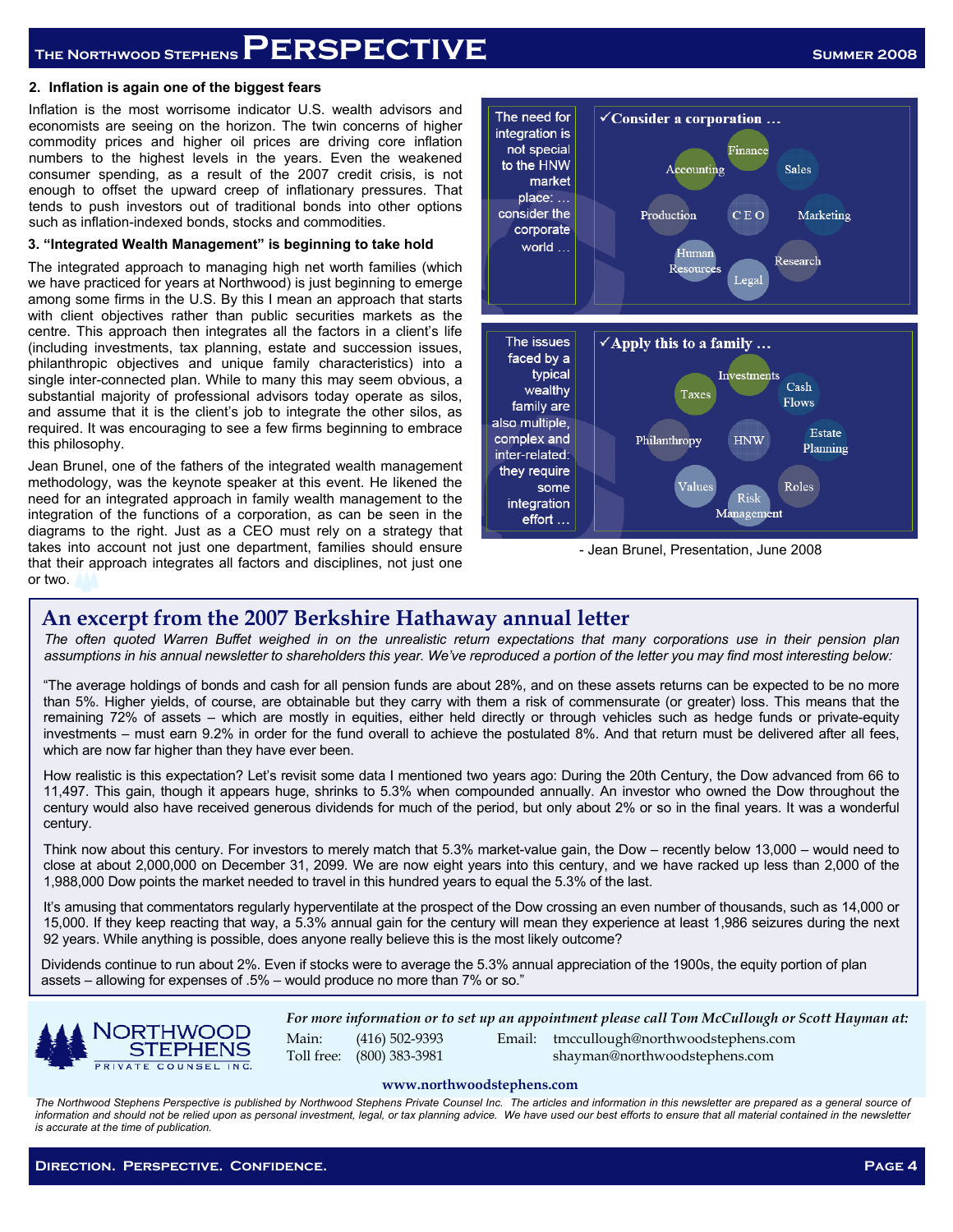**2. Inflation is again one of the biggest fears**

Inflation is the most worrisome indicator U.S. wealth advisors and economists are seeing on the horizon. The twin concerns of higher commodity prices and higher oil prices are driving core inflation numbers to the highest levels in the years. Even the weakened consumer spending, as a result of the 2007 credit crisis, is not enough to offset the upward creep of inflationary pressures. That tends to push investors out of traditional bonds into other options such as inflation-indexed bonds, stocks and commodities.

**3. "Integrated Wealth Management" is beginning to take hold**

The integrated approach to managing high net worth families (which we have practiced for years at Northwood) is just beginning to emerge among some firms in the U.S. By this I mean an approach that starts with client objectives rather than public securities markets as the centre. This approach then integrates all the factors in a client's life (including investments, tax planning, estate and succession issues, philanthropic objectives and unique family characteristics) into a single inter-connected plan. While to many this may seem obvious, a substantial majority of professional advisors today operate as silos, and assume that it is the client's job to integrate the other silos, as required. It was encouraging to see a few firms beginning to embrace this philosophy.

Jean Brunel, one of the fathers of the integrated wealth management methodology, was the keynote speaker at this event. He likened the need for an integrated approach in family wealth management to the integration of the functions of a corporation, as can be seen in the diagrams to the right. Just as a CEO must rely on a strategy that takes into account not just one department, families should ensure that their approach integrates all factors and disciplines, not just one or two.

The need for integration is not special to the HNW market place: … consider the corporate world …

✓Consider a corporation …

Finance
Accounting
Sales
Production
CEO
Marketing
Human Resources
Research
Legal

The issues faced by a typical wealthy family are also multiple, complex and inter-related: they require some integration effort …

✓Apply this to a family …

Investments
Taxes
Cash Flows
Philanthropy
HNW
Estate Planning
Values
Roles
Risk Management

- Jean Brunel, Presentation, June 2008

## An excerpt from the 2007 Berkshire Hathaway annual letter

*The often quoted Warren Buffet weighed in on the unrealistic return expectations that many corporations use in their pension plan assumptions in his annual newsletter to shareholders this year. We've reproduced a portion of the letter you may find most interesting below:*

"The average holdings of bonds and cash for all pension funds are about 28%, and on these assets returns can be expected to be no more than 5%. Higher yields, of course, are obtainable but they carry with them a risk of commensurate (or greater) loss. This means that the remaining 72% of assets – which are mostly in equities, either held directly or through vehicles such as hedge funds or private-equity investments – must earn 9.2% in order for the fund overall to achieve the postulated 8%. And that return must be delivered after all fees, which are now far higher than they have ever been.

How realistic is this expectation? Let's revisit some data I mentioned two years ago: During the 20th Century, the Dow advanced from 66 to 11,497. This gain, though it appears huge, shrinks to 5.3% when compounded annually. An investor who owned the Dow throughout the century would also have received generous dividends for much of the period, but only about 2% or so in the final years. It was a wonderful century.

Think now about this century. For investors to merely match that 5.3% market-value gain, the Dow – recently below 13,000 – would need to close at about 2,000,000 on December 31, 2099. We are now eight years into this century, and we have racked up less than 2,000 of the 1,988,000 Dow points the market needed to travel in this hundred years to equal the 5.3% of the last.

It's amusing that commentators regularly hyperventilate at the prospect of the Dow crossing an even number of thousands, such as 14,000 or 15,000. If they keep reacting that way, a 5.3% annual gain for the century will mean they experience at least 1,986 seizures during the next 92 years. While anything is possible, does anyone really believe this is the most likely outcome?

Dividends continue to run about 2%. Even if stocks were to average the 5.3% annual appreciation of the 1900s, the equity portion of plan assets – allowing for expenses of .5% – would produce no more than 7% or so."

NORTHWOOD STEPHENS PRIVATE COUNSEL INC.

*For more information or to set up an appointment please call Tom McCullough or Scott Hayman at:*

Main: (416) 502-9393
Toll free: (800) 383-3981
Email: tmccullough@northwoodstephens.com
shayman@northwoodstephens.com

www.northwoodstephens.com

*The Northwood Stephens Perspective is published by Northwood Stephens Private Counsel Inc. The articles and information in this newsletter are prepared as a general source of information and should not be relied upon as personal investment, legal, or tax planning advice. We have used our best efforts to ensure that all material contained in the newsletter is accurate at the time of publication.*